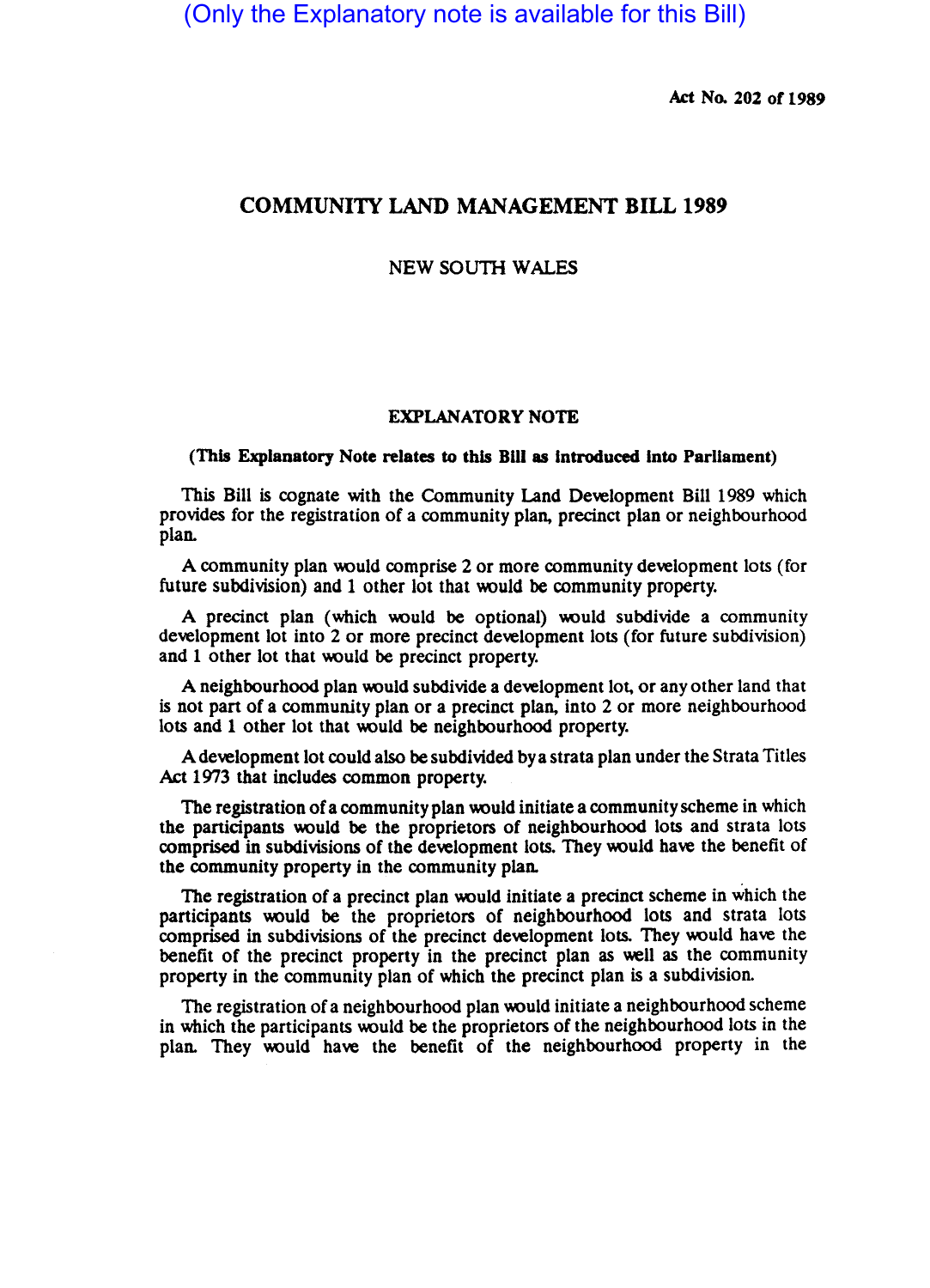(Only the Explanatory note is available for this Bill)

Act No. 202 of 1989

# COMMUNITY LAND MANAGEMENT BILL 1989

NEW SOUTH WALES

## EXPLANATORY NOTE

**(This Explanatory Note relates to this Bill as introduced into Parliament)**

This Bill is cognate with the Community Land Development Bill 1989 which provides for the registration of a community plan, precinct plan or neighbourhood plan.

A community plan would comprise 2 or more community development lots (for future subdivision) and 1 other lot that would be community property.

A precinct plan (which would be optional) would subdivide a community development lot into 2 or more precinct development lots (for future subdivision) and 1 other lot that would be precinct property.

A neighbourhood plan would subdivide a development lot, or any other land that is not part of a community plan or a precinct plan, into 2 or more neighbourhood lots and 1 other lot that would be neighbourhood property.

A development lot could also be subdivided by a strata plan under the Strata Titles Act 1973 that includes common property.

The registration of a community plan would initiate a community scheme in which the participants would be the proprietors of neighbourhood lots and strata lots comprised in subdivisions of the development lots. They would have the benefit of the community property in the community plan.

The registration of a precinct plan would initiate a precinct scheme in which the participants would be the proprietors of neighbourhood lots and strata lots comprised in subdivisions of the precinct development lots. They would have the benefit of the precinct property in the precinct plan as well as the community property in the community plan of which the precinct plan is a subdivision.

The registration of a neighbourhood plan would initiate a neighbourhood scheme in which the participants would be the proprietors of the neighbourhood lots in the plan. They would have the benefit of the neighbourhood property in the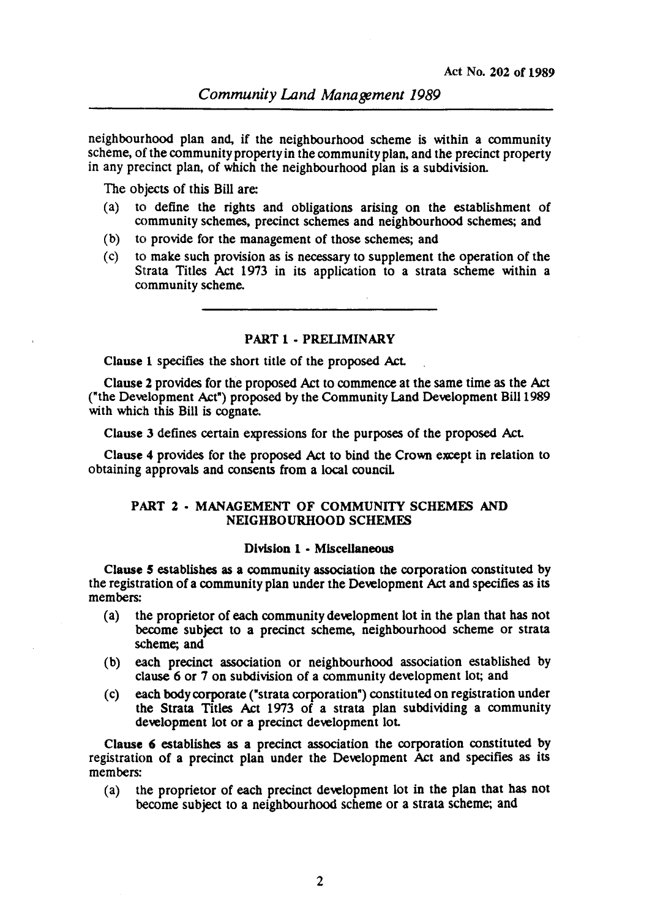neighbourhood plan and, if the neighbourhood scheme is within a community scheme, of the community property in the community plan, and the precinct property in any precinct plan, of which the neighbourhood plan is a subdivision.

The objects of this Bill are:

(a) to define the rights and obligations arising on the establishment of community schemes, precinct schemes and neighbourhood schemes; and
(b) to provide for the management of those schemes; and
(c) to make such provision as is necessary to supplement the operation of the Strata Titles Act 1973 in its application to a strata scheme within a community scheme.

## PART 1 - PRELIMINARY

**Clause 1** specifies the short title of the proposed Act.

**Clause 2** provides for the proposed Act to commence at the same time as the Act ("the Development Act") proposed by the Community Land Development Bill 1989 with which this Bill is cognate.

**Clause 3** defines certain expressions for the purposes of the proposed Act.

**Clause 4** provides for the proposed Act to bind the Crown except in relation to obtaining approvals and consents from a local council.

## PART 2 - MANAGEMENT OF COMMUNITY SCHEMES AND NEIGHBOURHOOD SCHEMES

### Division 1 - Miscellaneous

**Clause 5** establishes as a community association the corporation constituted by the registration of a community plan under the Development Act and specifies as its members:

(a) the proprietor of each community development lot in the plan that has not become subject to a precinct scheme, neighbourhood scheme or strata scheme; and
(b) each precinct association or neighbourhood association established by clause 6 or 7 on subdivision of a community development lot; and
(c) each body corporate ("strata corporation") constituted on registration under the Strata Titles Act 1973 of a strata plan subdividing a community development lot or a precinct development lot.

**Clause 6** establishes as a precinct association the corporation constituted by registration of a precinct plan under the Development Act and specifies as its members:

(a) the proprietor of each precinct development lot in the plan that has not become subject to a neighbourhood scheme or a strata scheme; and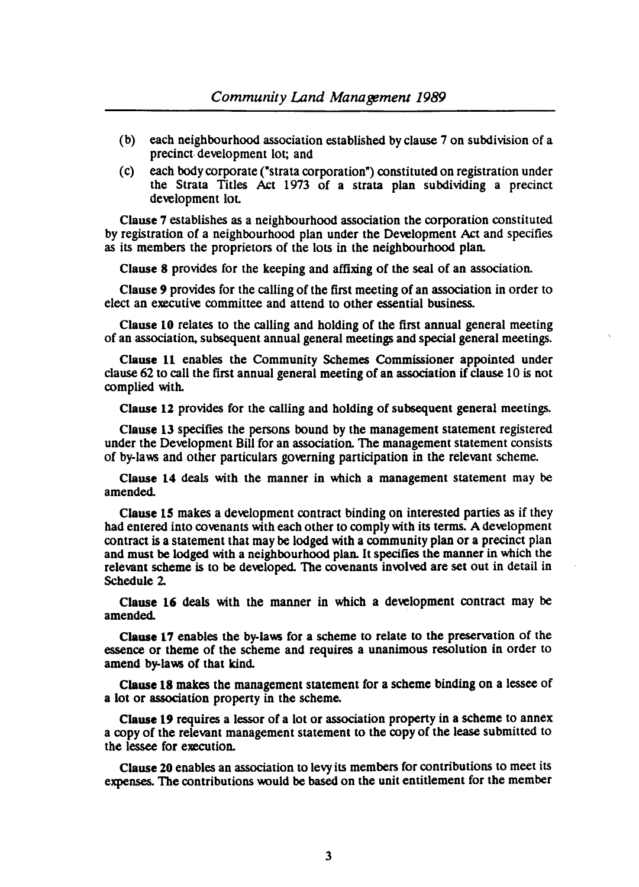(b) each neighbourhood association established by clause 7 on subdivision of a precinct development lot; and

(c) each body corporate ("strata corporation") constituted on registration under the Strata Titles Act 1973 of a strata plan subdividing a precinct development lot.

**Clause 7** establishes as a neighbourhood association the corporation constituted by registration of a neighbourhood plan under the Development Act and specifies as its members the proprietors of the lots in the neighbourhood plan.

**Clause 8** provides for the keeping and affixing of the seal of an association.

**Clause 9** provides for the calling of the first meeting of an association in order to elect an executive committee and attend to other essential business.

**Clause 10** relates to the calling and holding of the first annual general meeting of an association, subsequent annual general meetings and special general meetings.

**Clause 11** enables the Community Schemes Commissioner appointed under clause 62 to call the first annual general meeting of an association if clause 10 is not complied with.

**Clause 12** provides for the calling and holding of subsequent general meetings.

**Clause 13** specifies the persons bound by the management statement registered under the Development Bill for an association. The management statement consists of by-laws and other particulars governing participation in the relevant scheme.

**Clause 14** deals with the manner in which a management statement may be amended.

**Clause 15** makes a development contract binding on interested parties as if they had entered into covenants with each other to comply with its terms. A development contract is a statement that may be lodged with a community plan or a precinct plan and must be lodged with a neighbourhood plan. It specifies the manner in which the relevant scheme is to be developed. The covenants involved are set out in detail in Schedule 2.

**Clause 16** deals with the manner in which a development contract may be amended.

**Clause 17** enables the by-laws for a scheme to relate to the preservation of the essence or theme of the scheme and requires a unanimous resolution in order to amend by-laws of that kind.

**Clause 18** makes the management statement for a scheme binding on a lessee of a lot or association property in the scheme.

**Clause 19** requires a lessor of a lot or association property in a scheme to annex a copy of the relevant management statement to the copy of the lease submitted to the lessee for execution.

**Clause 20** enables an association to levy its members for contributions to meet its expenses. The contributions would be based on the unit entitlement for the member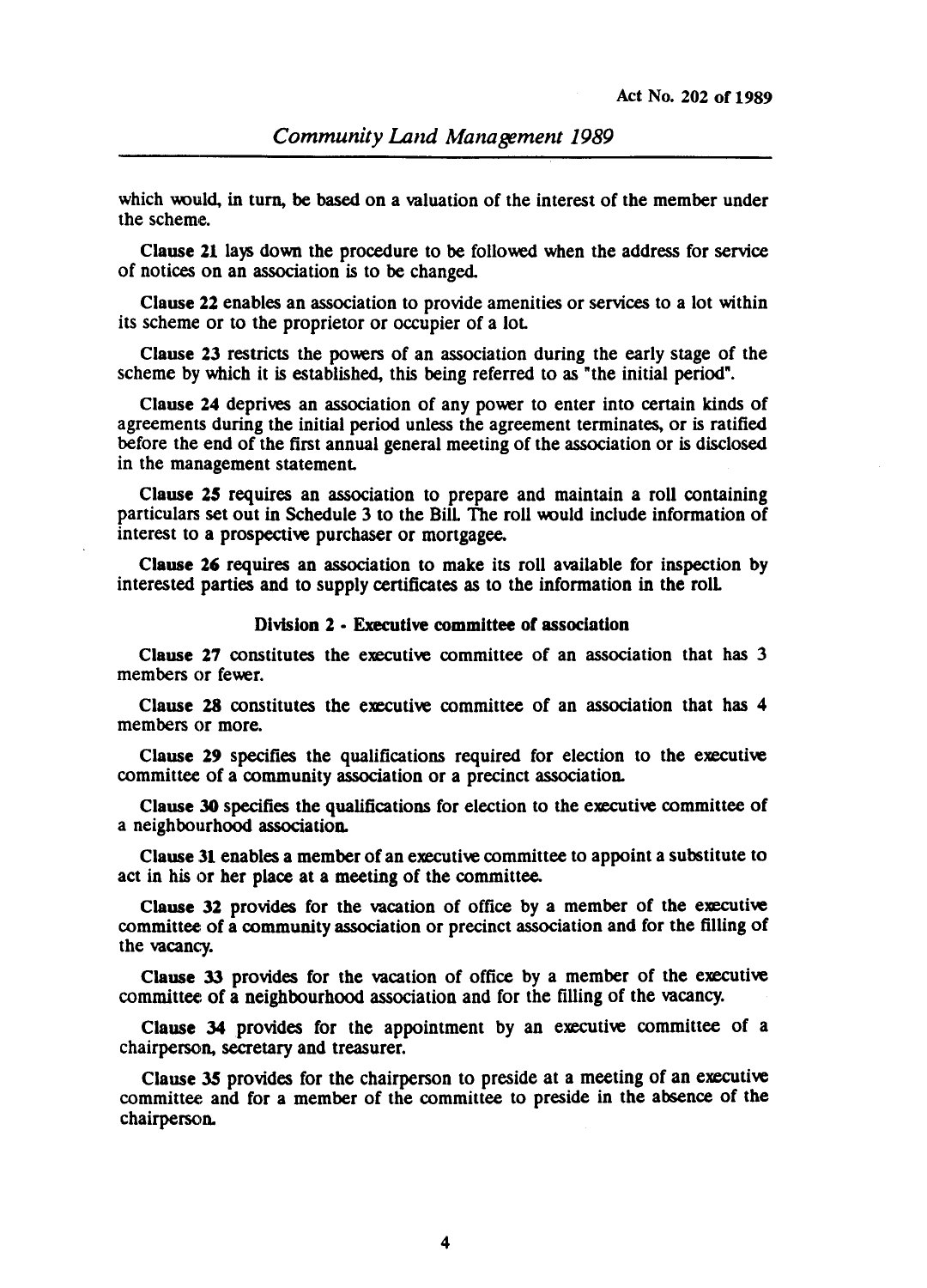which would, in turn, be based on a valuation of the interest of the member under the scheme.

**Clause 21** lays down the procedure to be followed when the address for service of notices on an association is to be changed.

**Clause 22** enables an association to provide amenities or services to a lot within its scheme or to the proprietor or occupier of a lot.

**Clause 23** restricts the powers of an association during the early stage of the scheme by which it is established, this being referred to as "the initial period".

**Clause 24** deprives an association of any power to enter into certain kinds of agreements during the initial period unless the agreement terminates, or is ratified before the end of the first annual general meeting of the association or is disclosed in the management statement.

**Clause 25** requires an association to prepare and maintain a roll containing particulars set out in Schedule 3 to the Bill. The roll would include information of interest to a prospective purchaser or mortgagee.

**Clause 26** requires an association to make its roll available for inspection by interested parties and to supply certificates as to the information in the roll.

#### Division 2 - Executive committee of association

**Clause 27** constitutes the executive committee of an association that has 3 members or fewer.

**Clause 28** constitutes the executive committee of an association that has 4 members or more.

**Clause 29** specifies the qualifications required for election to the executive committee of a community association or a precinct association.

**Clause 30** specifies the qualifications for election to the executive committee of a neighbourhood association.

**Clause 31** enables a member of an executive committee to appoint a substitute to act in his or her place at a meeting of the committee.

**Clause 32** provides for the vacation of office by a member of the executive committee of a community association or precinct association and for the filling of the vacancy.

**Clause 33** provides for the vacation of office by a member of the executive committee of a neighbourhood association and for the filling of the vacancy.

**Clause 34** provides for the appointment by an executive committee of a chairperson, secretary and treasurer.

**Clause 35** provides for the chairperson to preside at a meeting of an executive committee and for a member of the committee to preside in the absence of the chairperson.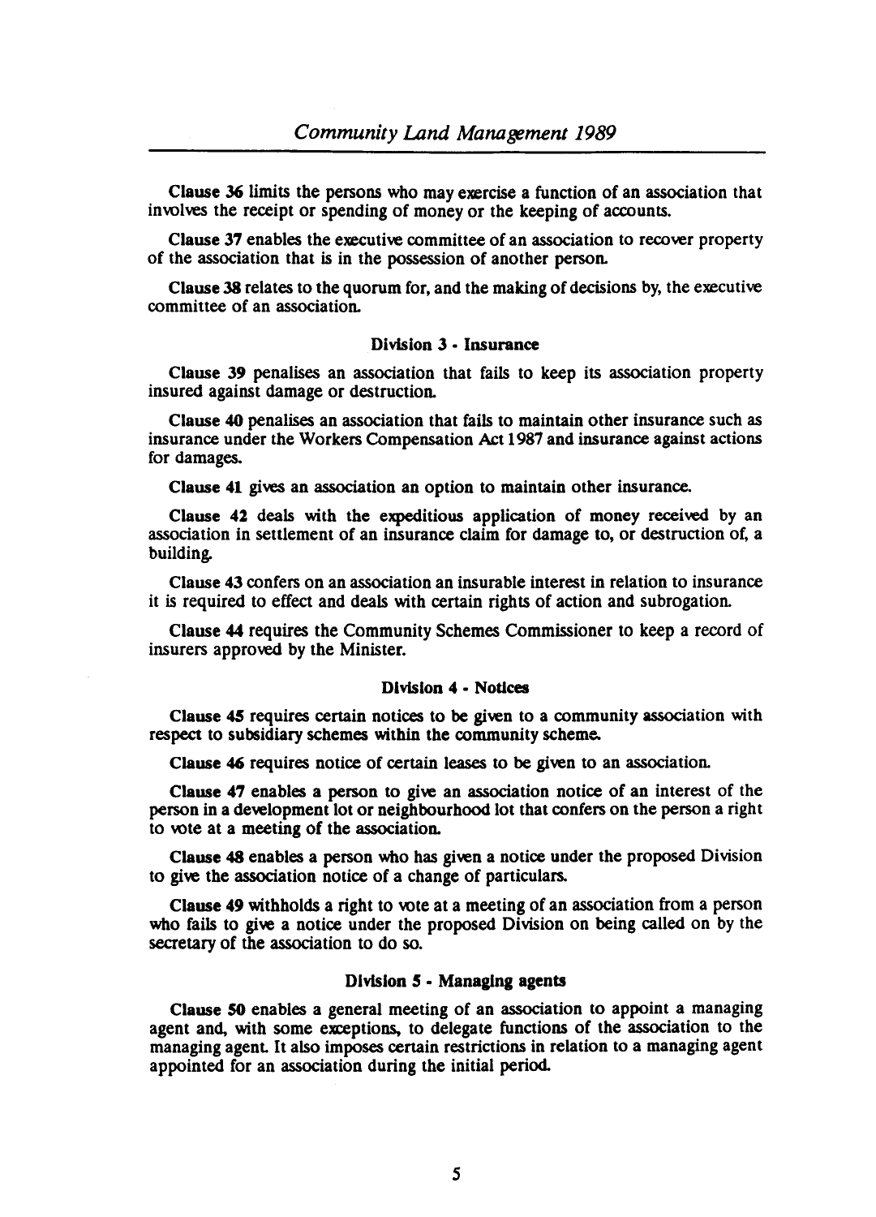**Clause 36** limits the persons who may exercise a function of an association that involves the receipt or spending of money or the keeping of accounts.

**Clause 37** enables the executive committee of an association to recover property of the association that is in the possession of another person.

**Clause 38** relates to the quorum for, and the making of decisions by, the executive committee of an association.

### Division 3 - Insurance

**Clause 39** penalises an association that fails to keep its association property insured against damage or destruction.

**Clause 40** penalises an association that fails to maintain other insurance such as insurance under the Workers Compensation Act 1987 and insurance against actions for damages.

**Clause 41** gives an association an option to maintain other insurance.

**Clause 42** deals with the expeditious application of money received by an association in settlement of an insurance claim for damage to, or destruction of, a building.

**Clause 43** confers on an association an insurable interest in relation to insurance it is required to effect and deals with certain rights of action and subrogation.

**Clause 44** requires the Community Schemes Commissioner to keep a record of insurers approved by the Minister.

### Division 4 - Notices

**Clause 45** requires certain notices to be given to a community association with respect to subsidiary schemes within the community scheme.

**Clause 46** requires notice of certain leases to be given to an association.

**Clause 47** enables a person to give an association notice of an interest of the person in a development lot or neighbourhood lot that confers on the person a right to vote at a meeting of the association.

**Clause 48** enables a person who has given a notice under the proposed Division to give the association notice of a change of particulars.

**Clause 49** withholds a right to vote at a meeting of an association from a person who fails to give a notice under the proposed Division on being called on by the secretary of the association to do so.

### Division 5 - Managing agents

**Clause 50** enables a general meeting of an association to appoint a managing agent and, with some exceptions, to delegate functions of the association to the managing agent. It also imposes certain restrictions in relation to a managing agent appointed for an association during the initial period.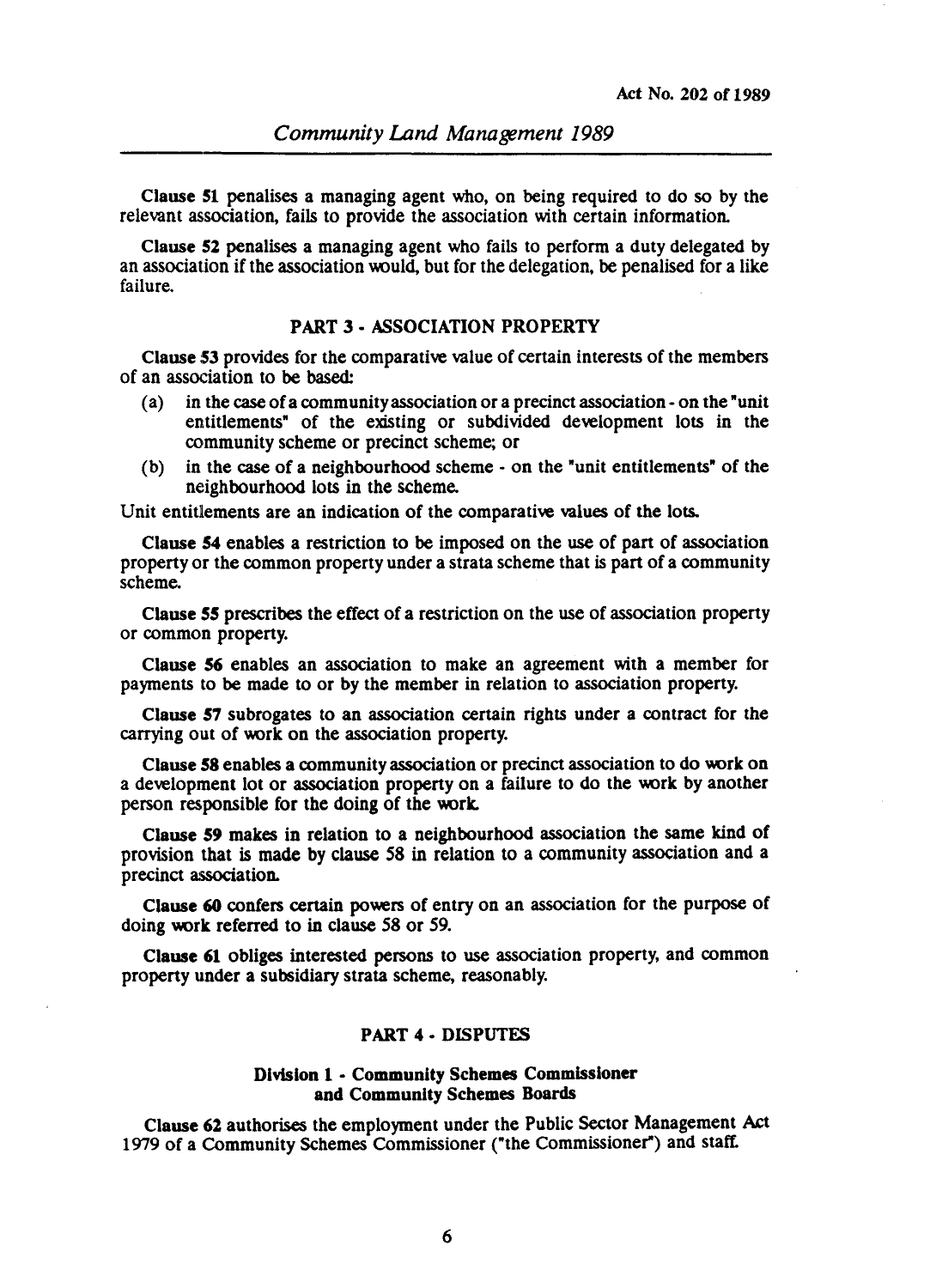**Clause 51** penalises a managing agent who, on being required to do so by the relevant association, fails to provide the association with certain information.

**Clause 52** penalises a managing agent who fails to perform a duty delegated by an association if the association would, but for the delegation, be penalised for a like failure.

## PART 3 - ASSOCIATION PROPERTY

**Clause 53** provides for the comparative value of certain interests of the members of an association to be based:

- (a) in the case of a community association or a precinct association - on the "unit entitlements" of the existing or subdivided development lots in the community scheme or precinct scheme; or
- (b) in the case of a neighbourhood scheme - on the "unit entitlements" of the neighbourhood lots in the scheme.

Unit entitlements are an indication of the comparative values of the lots.

**Clause 54** enables a restriction to be imposed on the use of part of association property or the common property under a strata scheme that is part of a community scheme.

**Clause 55** prescribes the effect of a restriction on the use of association property or common property.

**Clause 56** enables an association to make an agreement with a member for payments to be made to or by the member in relation to association property.

**Clause 57** subrogates to an association certain rights under a contract for the carrying out of work on the association property.

**Clause 58** enables a community association or precinct association to do work on a development lot or association property on a failure to do the work by another person responsible for the doing of the work.

**Clause 59** makes in relation to a neighbourhood association the same kind of provision that is made by clause 58 in relation to a community association and a precinct association.

**Clause 60** confers certain powers of entry on an association for the purpose of doing work referred to in clause 58 or 59.

**Clause 61** obliges interested persons to use association property, and common property under a subsidiary strata scheme, reasonably.

## PART 4 - DISPUTES

### Division 1 - Community Schemes Commissioner and Community Schemes Boards

**Clause 62** authorises the employment under the Public Sector Management Act 1979 of a Community Schemes Commissioner ("the Commissioner") and staff.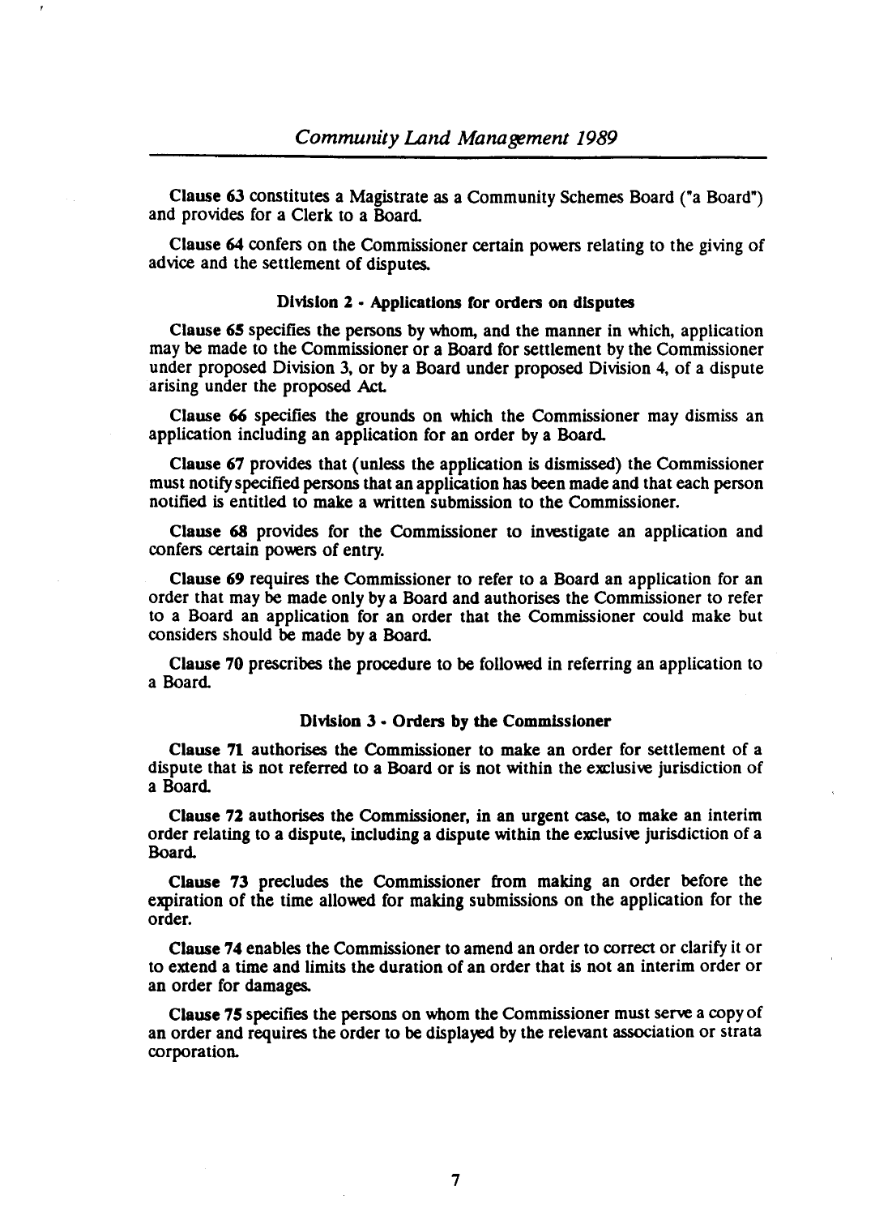**Clause 63** constitutes a Magistrate as a Community Schemes Board ("a Board") and provides for a Clerk to a Board.

**Clause 64** confers on the Commissioner certain powers relating to the giving of advice and the settlement of disputes.

### Division 2 - Applications for orders on disputes

**Clause 65** specifies the persons by whom, and the manner in which, application may be made to the Commissioner or a Board for settlement by the Commissioner under proposed Division 3, or by a Board under proposed Division 4, of a dispute arising under the proposed Act.

**Clause 66** specifies the grounds on which the Commissioner may dismiss an application including an application for an order by a Board.

**Clause 67** provides that (unless the application is dismissed) the Commissioner must notify specified persons that an application has been made and that each person notified is entitled to make a written submission to the Commissioner.

**Clause 68** provides for the Commissioner to investigate an application and confers certain powers of entry.

**Clause 69** requires the Commissioner to refer to a Board an application for an order that may be made only by a Board and authorises the Commissioner to refer to a Board an application for an order that the Commissioner could make but considers should be made by a Board.

**Clause 70** prescribes the procedure to be followed in referring an application to a Board.

### Division 3 - Orders by the Commissioner

**Clause 71** authorises the Commissioner to make an order for settlement of a dispute that is not referred to a Board or is not within the exclusive jurisdiction of a Board.

**Clause 72** authorises the Commissioner, in an urgent case, to make an interim order relating to a dispute, including a dispute within the exclusive jurisdiction of a Board.

**Clause 73** precludes the Commissioner from making an order before the expiration of the time allowed for making submissions on the application for the order.

**Clause 74** enables the Commissioner to amend an order to correct or clarify it or to extend a time and limits the duration of an order that is not an interim order or an order for damages.

**Clause 75** specifies the persons on whom the Commissioner must serve a copy of an order and requires the order to be displayed by the relevant association or strata corporation.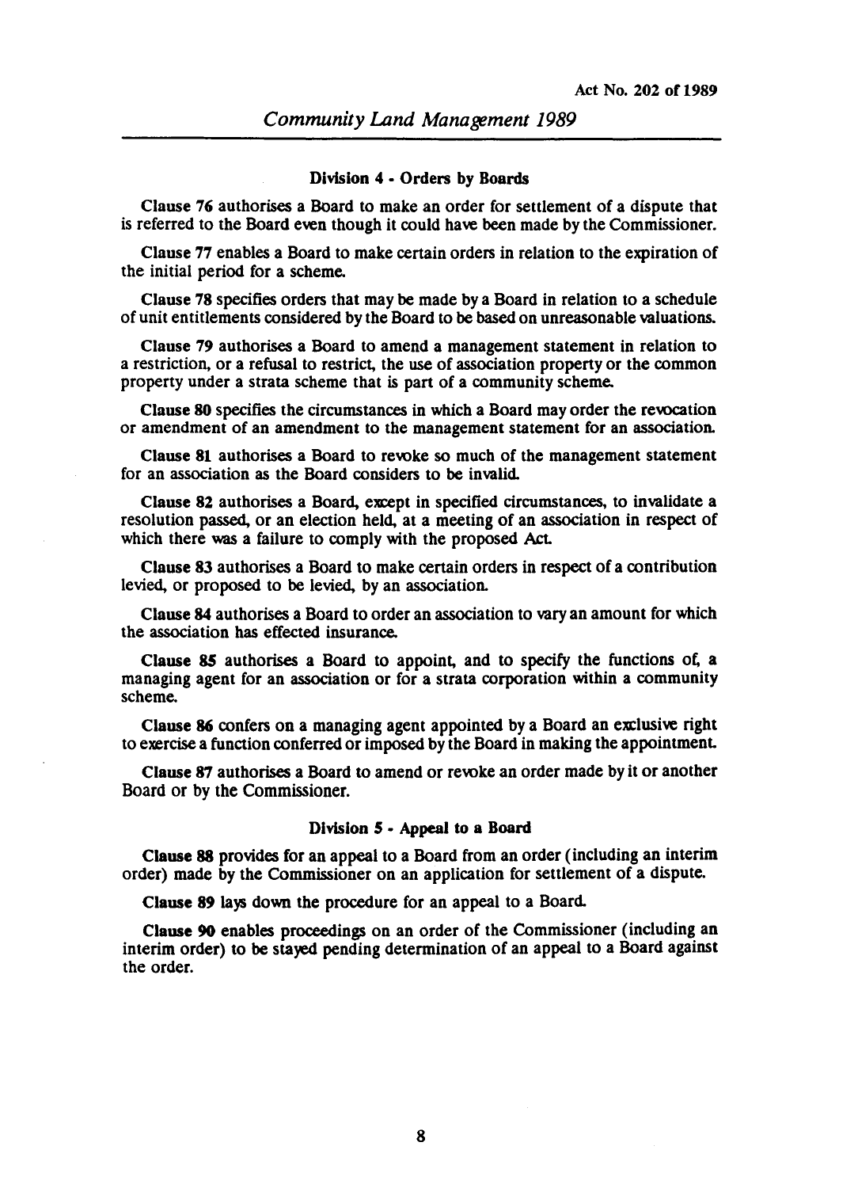#### Division 4 - Orders by Boards

Clause 76 authorises a Board to make an order for settlement of a dispute that is referred to the Board even though it could have been made by the Commissioner.

Clause 77 enables a Board to make certain orders in relation to the expiration of the initial period for a scheme.

Clause 78 specifies orders that may be made by a Board in relation to a schedule of unit entitlements considered by the Board to be based on unreasonable valuations.

Clause 79 authorises a Board to amend a management statement in relation to a restriction, or a refusal to restrict, the use of association property or the common property under a strata scheme that is part of a community scheme.

Clause 80 specifies the circumstances in which a Board may order the revocation or amendment of an amendment to the management statement for an association.

Clause 81 authorises a Board to revoke so much of the management statement for an association as the Board considers to be invalid.

Clause 82 authorises a Board, except in specified circumstances, to invalidate a resolution passed, or an election held, at a meeting of an association in respect of which there was a failure to comply with the proposed Act.

Clause 83 authorises a Board to make certain orders in respect of a contribution levied, or proposed to be levied, by an association.

Clause 84 authorises a Board to order an association to vary an amount for which the association has effected insurance.

Clause 85 authorises a Board to appoint, and to specify the functions of, a managing agent for an association or for a strata corporation within a community scheme.

Clause 86 confers on a managing agent appointed by a Board an exclusive right to exercise a function conferred or imposed by the Board in making the appointment.

Clause 87 authorises a Board to amend or revoke an order made by it or another Board or by the Commissioner.

#### Division 5 - Appeal to a Board

Clause 88 provides for an appeal to a Board from an order (including an interim order) made by the Commissioner on an application for settlement of a dispute.

Clause 89 lays down the procedure for an appeal to a Board.

Clause 90 enables proceedings on an order of the Commissioner (including an interim order) to be stayed pending determination of an appeal to a Board against the order.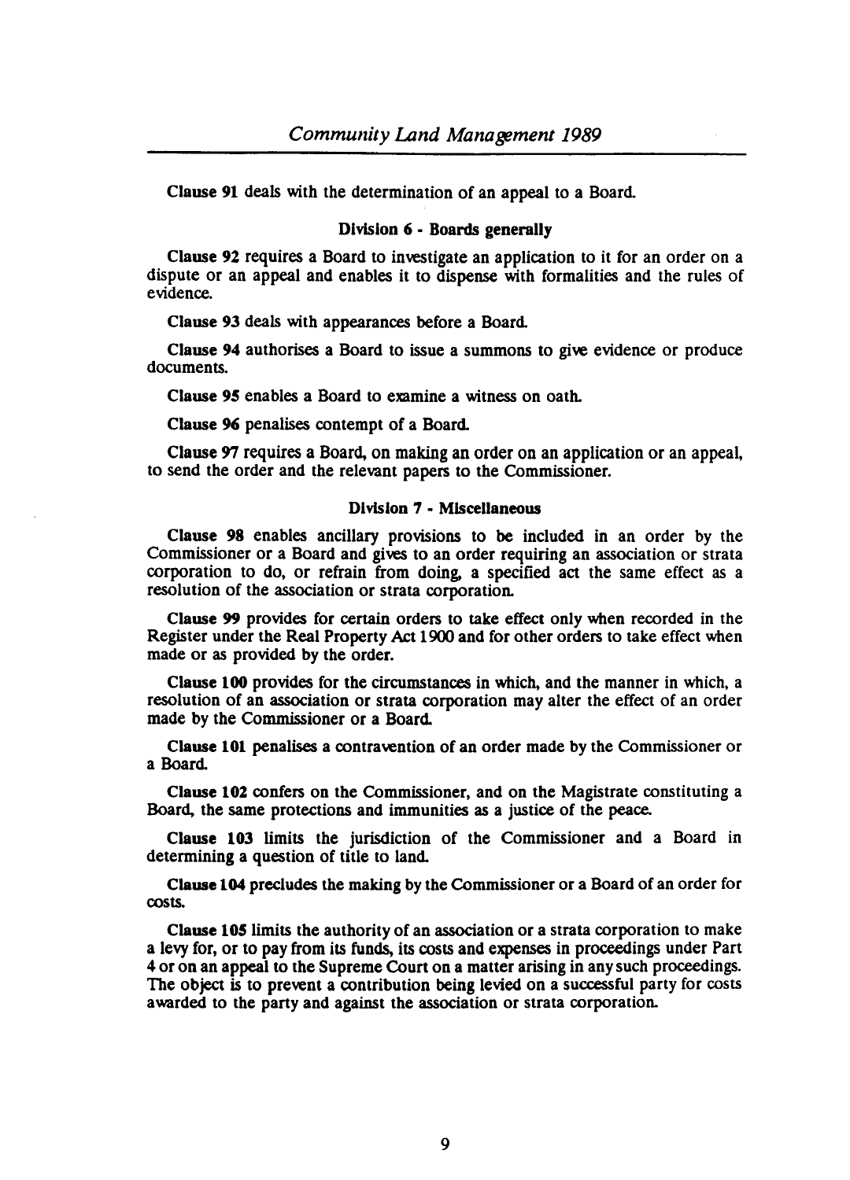**Clause 91** deals with the determination of an appeal to a Board.

### Division 6 - Boards generally

**Clause 92** requires a Board to investigate an application to it for an order on a dispute or an appeal and enables it to dispense with formalities and the rules of evidence.

**Clause 93** deals with appearances before a Board.

**Clause 94** authorises a Board to issue a summons to give evidence or produce documents.

**Clause 95** enables a Board to examine a witness on oath.

**Clause 96** penalises contempt of a Board.

**Clause 97** requires a Board, on making an order on an application or an appeal, to send the order and the relevant papers to the Commissioner.

### Division 7 - Miscellaneous

**Clause 98** enables ancillary provisions to be included in an order by the Commissioner or a Board and gives to an order requiring an association or strata corporation to do, or refrain from doing, a specified act the same effect as a resolution of the association or strata corporation.

**Clause 99** provides for certain orders to take effect only when recorded in the Register under the Real Property Act 1900 and for other orders to take effect when made or as provided by the order.

**Clause 100** provides for the circumstances in which, and the manner in which, a resolution of an association or strata corporation may alter the effect of an order made by the Commissioner or a Board.

**Clause 101** penalises a contravention of an order made by the Commissioner or a Board.

**Clause 102** confers on the Commissioner, and on the Magistrate constituting a Board, the same protections and immunities as a justice of the peace.

**Clause 103** limits the jurisdiction of the Commissioner and a Board in determining a question of title to land.

**Clause 104** precludes the making by the Commissioner or a Board of an order for costs.

**Clause 105** limits the authority of an association or a strata corporation to make a levy for, or to pay from its funds, its costs and expenses in proceedings under Part 4 or on an appeal to the Supreme Court on a matter arising in any such proceedings. The object is to prevent a contribution being levied on a successful party for costs awarded to the party and against the association or strata corporation.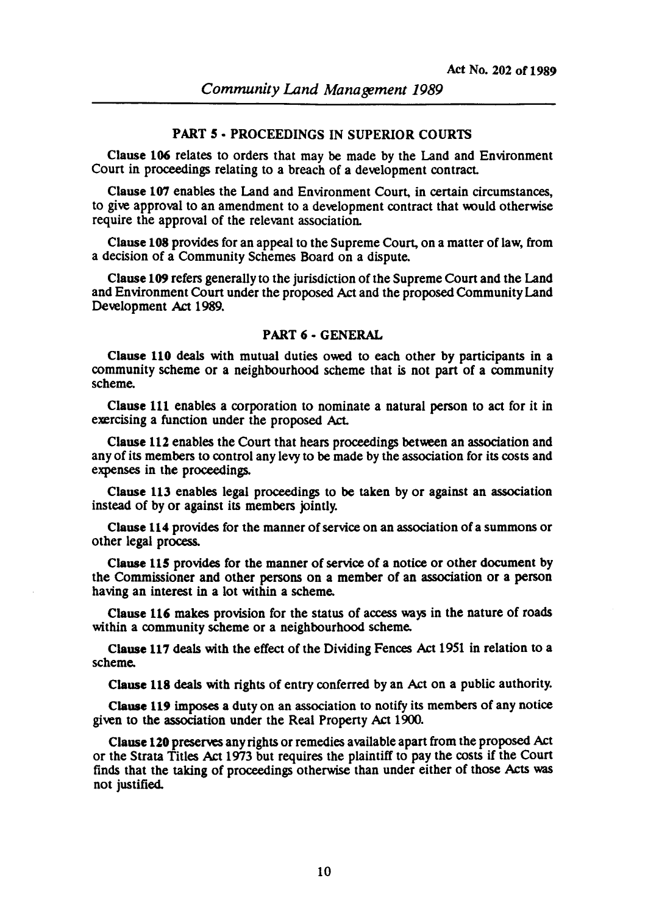## PART 5 - PROCEEDINGS IN SUPERIOR COURTS

**Clause 106** relates to orders that may be made by the Land and Environment Court in proceedings relating to a breach of a development contract.

**Clause 107** enables the Land and Environment Court, in certain circumstances, to give approval to an amendment to a development contract that would otherwise require the approval of the relevant association.

**Clause 108** provides for an appeal to the Supreme Court, on a matter of law, from a decision of a Community Schemes Board on a dispute.

**Clause 109** refers generally to the jurisdiction of the Supreme Court and the Land and Environment Court under the proposed Act and the proposed Community Land Development Act 1989.

## PART 6 - GENERAL

**Clause 110** deals with mutual duties owed to each other by participants in a community scheme or a neighbourhood scheme that is not part of a community scheme.

**Clause 111** enables a corporation to nominate a natural person to act for it in exercising a function under the proposed Act.

**Clause 112** enables the Court that hears proceedings between an association and any of its members to control any levy to be made by the association for its costs and expenses in the proceedings.

**Clause 113** enables legal proceedings to be taken by or against an association instead of by or against its members jointly.

**Clause 114** provides for the manner of service on an association of a summons or other legal process.

**Clause 115** provides for the manner of service of a notice or other document by the Commissioner and other persons on a member of an association or a person having an interest in a lot within a scheme.

**Clause 116** makes provision for the status of access ways in the nature of roads within a community scheme or a neighbourhood scheme.

**Clause 117** deals with the effect of the Dividing Fences Act 1951 in relation to a scheme.

**Clause 118** deals with rights of entry conferred by an Act on a public authority.

**Clause 119** imposes a duty on an association to notify its members of any notice given to the association under the Real Property Act 1900.

**Clause 120** preserves any rights or remedies available apart from the proposed Act or the Strata Titles Act 1973 but requires the plaintiff to pay the costs if the Court finds that the taking of proceedings otherwise than under either of those Acts was not justified.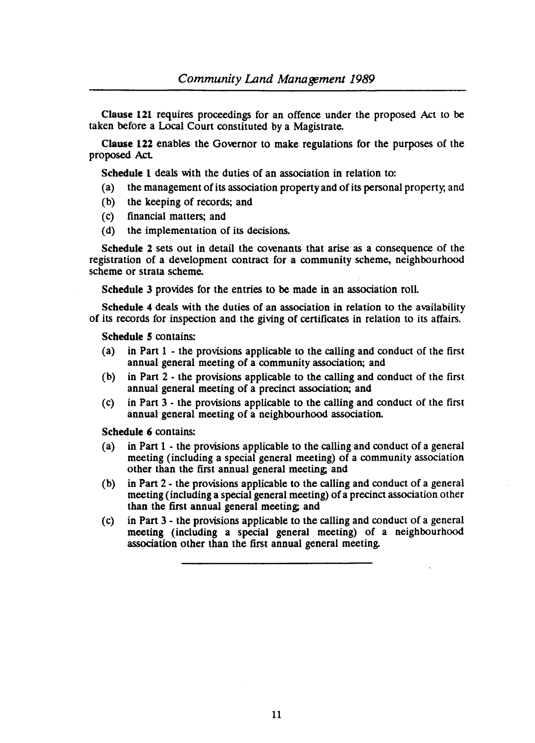**Clause 121** requires proceedings for an offence under the proposed Act to be taken before a Local Court constituted by a Magistrate.

**Clause 122** enables the Governor to make regulations for the purposes of the proposed Act.

**Schedule 1** deals with the duties of an association in relation to:

(a) the management of its association property and of its personal property; and

(b) the keeping of records; and

(c) financial matters; and

(d) the implementation of its decisions.

**Schedule 2** sets out in detail the covenants that arise as a consequence of the registration of a development contract for a community scheme, neighbourhood scheme or strata scheme.

**Schedule 3** provides for the entries to be made in an association roll.

**Schedule 4** deals with the duties of an association in relation to the availability of its records for inspection and the giving of certificates in relation to its affairs.

**Schedule 5** contains:

(a) in Part 1 - the provisions applicable to the calling and conduct of the first annual general meeting of a community association; and

(b) in Part 2 - the provisions applicable to the calling and conduct of the first annual general meeting of a precinct association; and

(c) in Part 3 - the provisions applicable to the calling and conduct of the first annual general meeting of a neighbourhood association.

**Schedule 6** contains:

(a) in Part 1 - the provisions applicable to the calling and conduct of a general meeting (including a special general meeting) of a community association other than the first annual general meeting; and

(b) in Part 2 - the provisions applicable to the calling and conduct of a general meeting (including a special general meeting) of a precinct association other than the first annual general meeting; and

(c) in Part 3 - the provisions applicable to the calling and conduct of a general meeting (including a special general meeting) of a neighbourhood association other than the first annual general meeting.